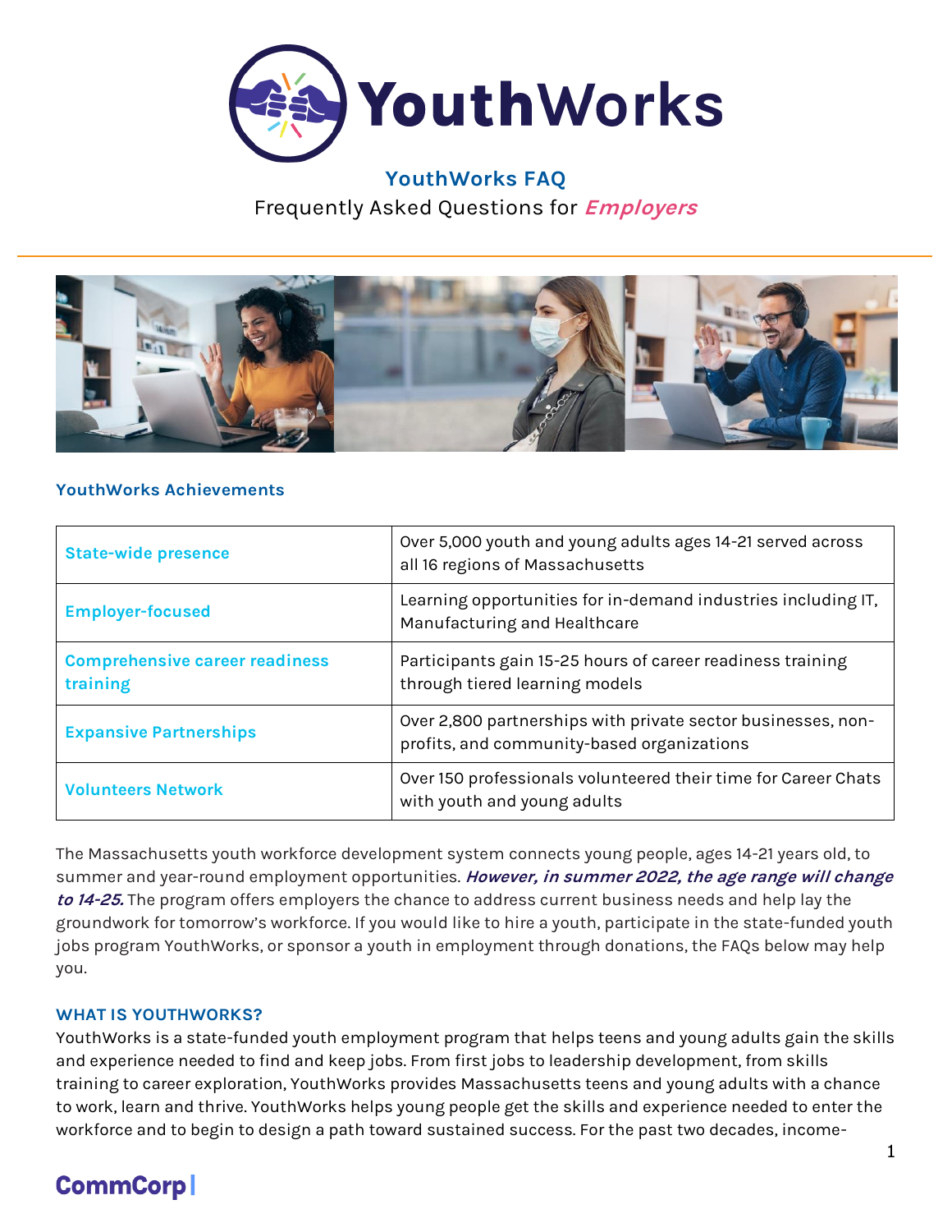# YouthWorks

## YouthWorks FAQ

Frequently Asked Questions for ***Employers***

### YouthWorks Achievements

| | |
|---|---|
| **State-wide presence** | Over 5,000 youth and young adults ages 14-21 served across all 16 regions of Massachusetts |
| **Employer-focused** | Learning opportunities for in-demand industries including IT, Manufacturing and Healthcare |
| **Comprehensive career readiness training** | Participants gain 15-25 hours of career readiness training through tiered learning models |
| **Expansive Partnerships** | Over 2,800 partnerships with private sector businesses, non-profits, and community-based organizations |
| **Volunteers Network** | Over 150 professionals volunteered their time for Career Chats with youth and young adults |

The Massachusetts youth workforce development system connects young people, ages 14-21 years old, to summer and year-round employment opportunities. ***However, in summer 2022, the age range will change to 14-25.*** The program offers employers the chance to address current business needs and help lay the groundwork for tomorrow's workforce. If you would like to hire a youth, participate in the state-funded youth jobs program YouthWorks, or sponsor a youth in employment through donations, the FAQs below may help you.

### WHAT IS YOUTHWORKS?

YouthWorks is a state-funded youth employment program that helps teens and young adults gain the skills and experience needed to find and keep jobs. From first jobs to leadership development, from skills training to career exploration, YouthWorks provides Massachusetts teens and young adults with a chance to work, learn and thrive. YouthWorks helps young people get the skills and experience needed to enter the workforce and to begin to design a path toward sustained success. For the past two decades, income-

CommCorp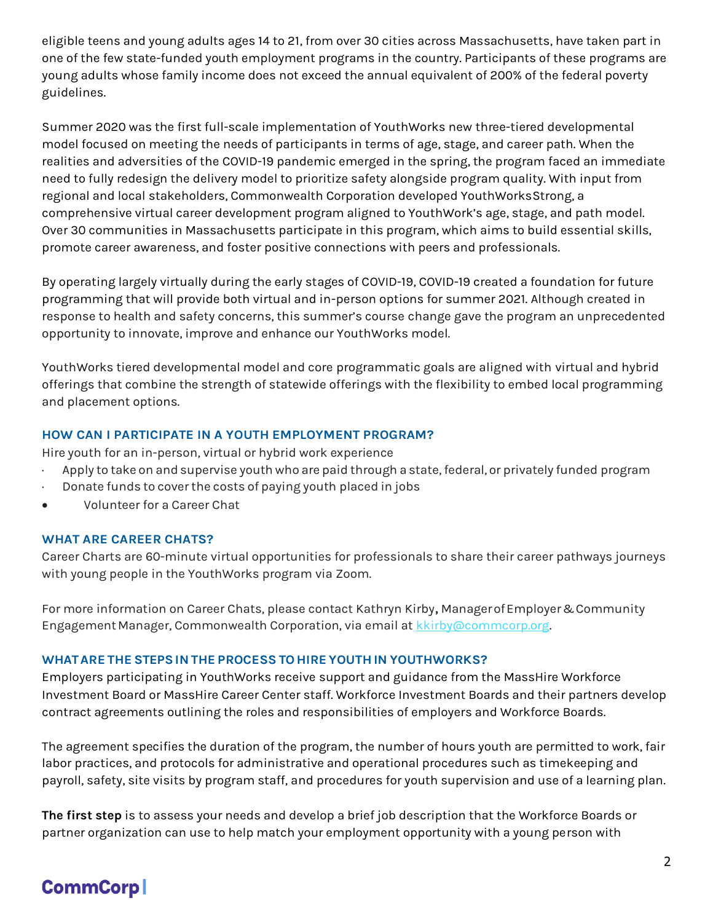eligible teens and young adults ages 14 to 21, from over 30 cities across Massachusetts, have taken part in one of the few state-funded youth employment programs in the country. Participants of these programs are young adults whose family income does not exceed the annual equivalent of 200% of the federal poverty guidelines.

Summer 2020 was the first full-scale implementation of YouthWorks new three-tiered developmental model focused on meeting the needs of participants in terms of age, stage, and career path. When the realities and adversities of the COVID-19 pandemic emerged in the spring, the program faced an immediate need to fully redesign the delivery model to prioritize safety alongside program quality. With input from regional and local stakeholders, Commonwealth Corporation developed YouthWorksStrong, a comprehensive virtual career development program aligned to YouthWork's age, stage, and path model. Over 30 communities in Massachusetts participate in this program, which aims to build essential skills, promote career awareness, and foster positive connections with peers and professionals.

By operating largely virtually during the early stages of COVID-19, COVID-19 created a foundation for future programming that will provide both virtual and in-person options for summer 2021. Although created in response to health and safety concerns, this summer's course change gave the program an unprecedented opportunity to innovate, improve and enhance our YouthWorks model.

YouthWorks tiered developmental model and core programmatic goals are aligned with virtual and hybrid offerings that combine the strength of statewide offerings with the flexibility to embed local programming and placement options.

### HOW CAN I PARTICIPATE IN A YOUTH EMPLOYMENT PROGRAM?

Hire youth for an in-person, virtual or hybrid work experience

- Apply to take on and supervise youth who are paid through a state, federal, or privately funded program
- Donate funds to cover the costs of paying youth placed in jobs
- Volunteer for a Career Chat

### WHAT ARE CAREER CHATS?

Career Charts are 60-minute virtual opportunities for professionals to share their career pathways journeys with young people in the YouthWorks program via Zoom.

For more information on Career Chats, please contact Kathryn Kirby**,** Manager of Employer & Community Engagement Manager, Commonwealth Corporation, via email at kkirby@commcorp.org.

### WHAT ARE THE STEPS IN THE PROCESS TO HIRE YOUTH IN YOUTHWORKS?

Employers participating in YouthWorks receive support and guidance from the MassHire Workforce Investment Board or MassHire Career Center staff. Workforce Investment Boards and their partners develop contract agreements outlining the roles and responsibilities of employers and Workforce Boards.

The agreement specifies the duration of the program, the number of hours youth are permitted to work, fair labor practices, and protocols for administrative and operational procedures such as timekeeping and payroll, safety, site visits by program staff, and procedures for youth supervision and use of a learning plan.

**The first step** is to assess your needs and develop a brief job description that the Workforce Boards or partner organization can use to help match your employment opportunity with a young person with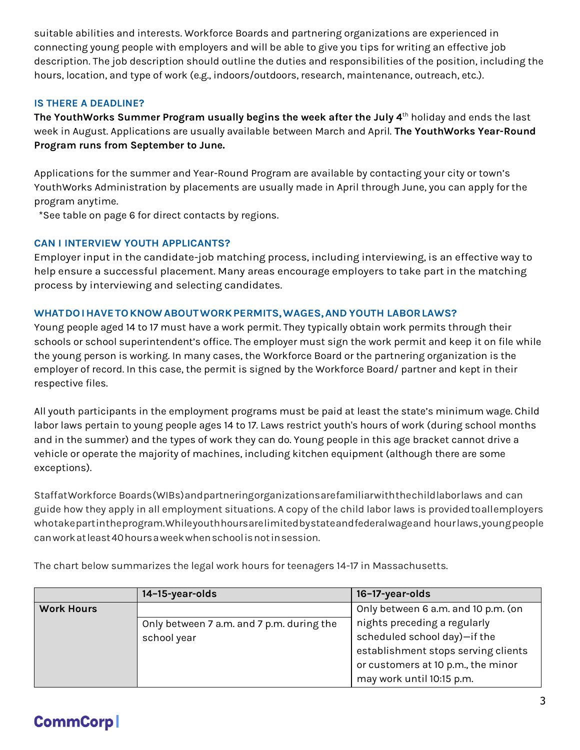suitable abilities and interests. Workforce Boards and partnering organizations are experienced in connecting young people with employers and will be able to give you tips for writing an effective job description. The job description should outline the duties and responsibilities of the position, including the hours, location, and type of work (e.g., indoors/outdoors, research, maintenance, outreach, etc.).

### IS THERE A DEADLINE?

**The YouthWorks Summer Program usually begins the week after the July 4th** holiday and ends the last week in August. Applications are usually available between March and April. **The YouthWorks Year-Round Program runs from September to June.**

Applications for the summer and Year-Round Program are available by contacting your city or town's YouthWorks Administration by placements are usually made in April through June, you can apply for the program anytime.

*See table on page 6 for direct contacts by regions.

### CAN I INTERVIEW YOUTH APPLICANTS?

Employer input in the candidate-job matching process, including interviewing, is an effective way to help ensure a successful placement. Many areas encourage employers to take part in the matching process by interviewing and selecting candidates.

### WHAT DO I HAVE TO KNOW ABOUT WORK PERMITS, WAGES, AND YOUTH LABOR LAWS?

Young people aged 14 to 17 must have a work permit. They typically obtain work permits through their schools or school superintendent's office. The employer must sign the work permit and keep it on file while the young person is working. In many cases, the Workforce Board or the partnering organization is the employer of record. In this case, the permit is signed by the Workforce Board/ partner and kept in their respective files.

All youth participants in the employment programs must be paid at least the state's minimum wage. Child labor laws pertain to young people ages 14 to 17. Laws restrict youth's hours of work (during school months and in the summer) and the types of work they can do. Young people in this age bracket cannot drive a vehicle or operate the majority of machines, including kitchen equipment (although there are some exceptions).

Staff at Workforce Boards (WIBs) and partnering organizations are familiar with the child labor laws and can guide how they apply in all employment situations. A copy of the child labor laws is provided to all employers who take part in the program. While youth hours are limited by state and federal wage and hour laws, young people can work at least 40 hours a week when school is not in session.

The chart below summarizes the legal work hours for teenagers 14-17 in Massachusetts.

| | 14–15-year-olds | 16–17-year-olds |
|---|---|---|
| **Work Hours** | Only between 7 a.m. and 7 p.m. during the school year | Only between 6 a.m. and 10 p.m. (on nights preceding a regularly scheduled school day)—if the establishment stops serving clients or customers at 10 p.m., the minor may work until 10:15 p.m. |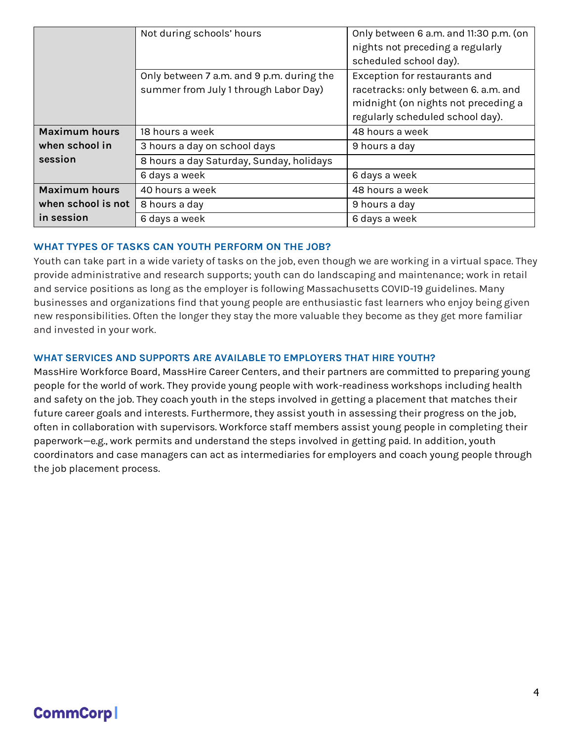| | | |
|---|---|---|
| | Not during schools' hours | Only between 6 a.m. and 11:30 p.m. (on nights not preceding a regularly scheduled school day). |
| | Only between 7 a.m. and 9 p.m. during the summer from July 1 through Labor Day) | Exception for restaurants and racetracks: only between 6. a.m. and midnight (on nights not preceding a regularly scheduled school day). |
| **Maximum hours when school in session** | 18 hours a week | 48 hours a week |
| | 3 hours a day on school days | 9 hours a day |
| | 8 hours a day Saturday, Sunday, holidays | |
| | 6 days a week | 6 days a week |
| **Maximum hours when school is not in session** | 40 hours a week | 48 hours a week |
| | 8 hours a day | 9 hours a day |
| | 6 days a week | 6 days a week |

### WHAT TYPES OF TASKS CAN YOUTH PERFORM ON THE JOB?

Youth can take part in a wide variety of tasks on the job, even though we are working in a virtual space. They provide administrative and research supports; youth can do landscaping and maintenance; work in retail and service positions as long as the employer is following Massachusetts COVID-19 guidelines. Many businesses and organizations find that young people are enthusiastic fast learners who enjoy being given new responsibilities. Often the longer they stay the more valuable they become as they get more familiar and invested in your work.

### WHAT SERVICES AND SUPPORTS ARE AVAILABLE TO EMPLOYERS THAT HIRE YOUTH?

MassHire Workforce Board, MassHire Career Centers, and their partners are committed to preparing young people for the world of work. They provide young people with work-readiness workshops including health and safety on the job. They coach youth in the steps involved in getting a placement that matches their future career goals and interests. Furthermore, they assist youth in assessing their progress on the job, often in collaboration with supervisors. Workforce staff members assist young people in completing their paperwork—e.g., work permits and understand the steps involved in getting paid. In addition, youth coordinators and case managers can act as intermediaries for employers and coach young people through the job placement process.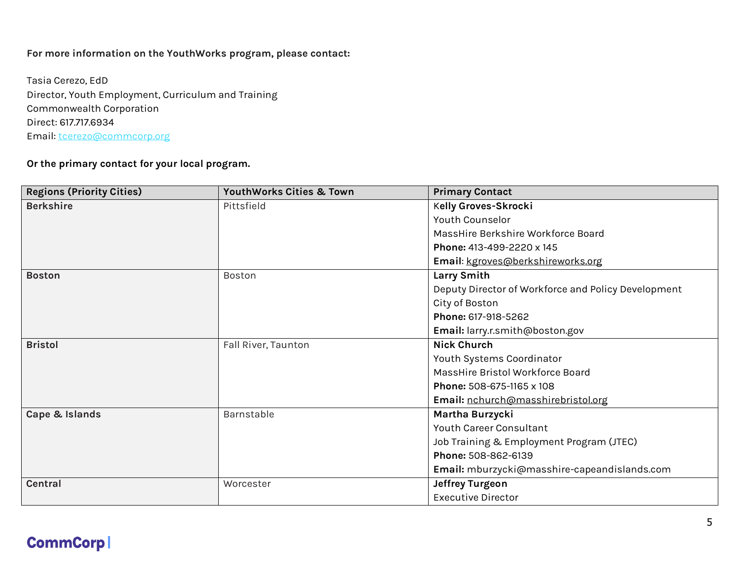**For more information on the YouthWorks program, please contact:**

Tasia Cerezo, EdD
Director, Youth Employment, Curriculum and Training
Commonwealth Corporation
Direct: 617.717.6934
Email: tcerezo@commcorp.org

**Or the primary contact for your local program.**

| Regions (Priority Cities) | YouthWorks Cities & Town | Primary Contact |
|---|---|---|
| **Berkshire** | Pittsfield | **Kelly Groves-Skrocki**<br>Youth Counselor<br>MassHire Berkshire Workforce Board<br>**Phone:** 413-499-2220 x 145<br>**Email**: kgroves@berkshireworks.org |
| **Boston** | Boston | **Larry Smith**<br>Deputy Director of Workforce and Policy Development<br>City of Boston<br>**Phone:** 617-918-5262<br>**Email:** larry.r.smith@boston.gov |
| **Bristol** | Fall River, Taunton | **Nick Church**<br>Youth Systems Coordinator<br>MassHire Bristol Workforce Board<br>**Phone:** 508-675-1165 x 108<br>**Email:** nchurch@masshirebristol.org |
| **Cape & Islands** | Barnstable | **Martha Burzycki**<br>Youth Career Consultant<br>Job Training & Employment Program (JTEC)<br>**Phone:** 508-862-6139<br>**Email:** mburzycki@masshire-capeandislands.com |
| **Central** | Worcester | **Jeffrey Turgeon**<br>Executive Director |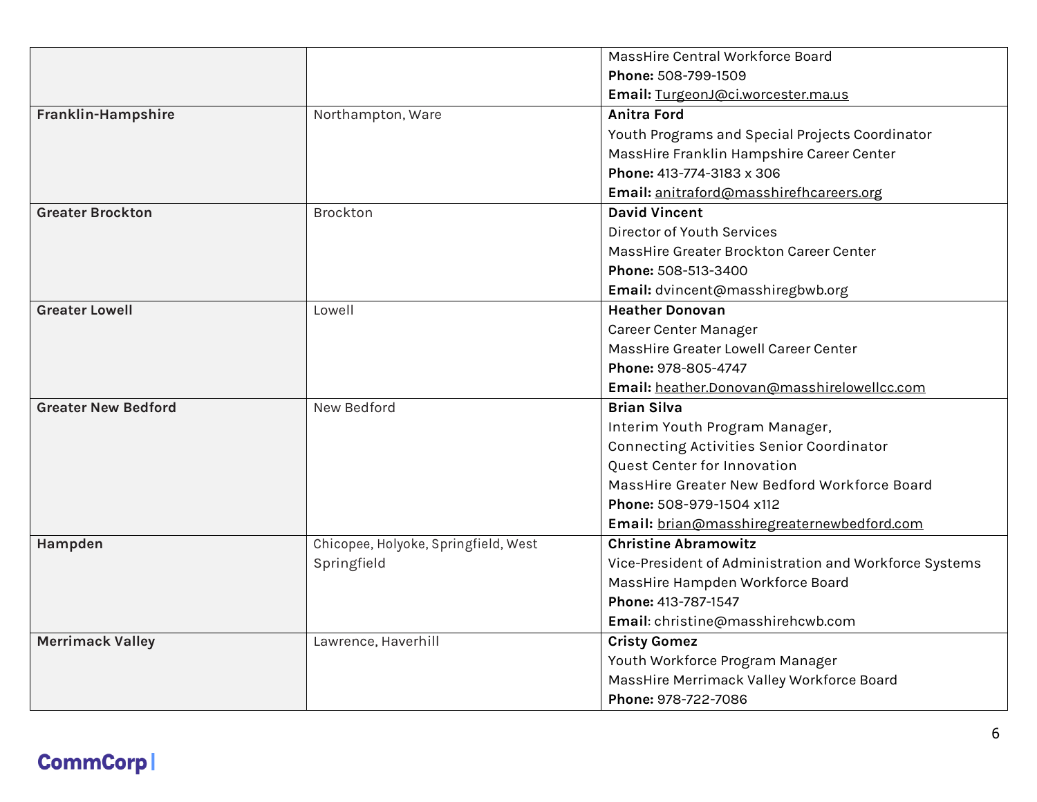| | | |
|---|---|---|
| | | MassHire Central Workforce Board<br>**Phone:** 508-799-1509<br>**Email:** TurgeonJ@ci.worcester.ma.us |
| **Franklin-Hampshire** | Northampton, Ware | **Anitra Ford**<br>Youth Programs and Special Projects Coordinator<br>MassHire Franklin Hampshire Career Center<br>**Phone:** 413-774-3183 x 306<br>**Email:** anitraford@masshirefhcareers.org |
| **Greater Brockton** | Brockton | **David Vincent**<br>Director of Youth Services<br>MassHire Greater Brockton Career Center<br>**Phone:** 508-513-3400<br>**Email:** dvincent@masshiregbwb.org |
| **Greater Lowell** | Lowell | **Heather Donovan**<br>Career Center Manager<br>MassHire Greater Lowell Career Center<br>**Phone:** 978-805-4747<br>**Email:** heather.Donovan@masshirelowellcc.com |
| **Greater New Bedford** | New Bedford | **Brian Silva**<br>Interim Youth Program Manager,<br>Connecting Activities Senior Coordinator<br>Quest Center for Innovation<br>MassHire Greater New Bedford Workforce Board<br>**Phone:** 508-979-1504 x112<br>**Email:** brian@masshiregreaternewbedford.com |
| **Hampden** | Chicopee, Holyoke, Springfield, West Springfield | **Christine Abramowitz**<br>Vice-President of Administration and Workforce Systems<br>MassHire Hampden Workforce Board<br>**Phone:** 413-787-1547<br>**Email**: christine@masshirehcwb.com |
| **Merrimack Valley** | Lawrence, Haverhill | **Cristy Gomez**<br>Youth Workforce Program Manager<br>MassHire Merrimack Valley Workforce Board<br>**Phone:** 978-722-7086 |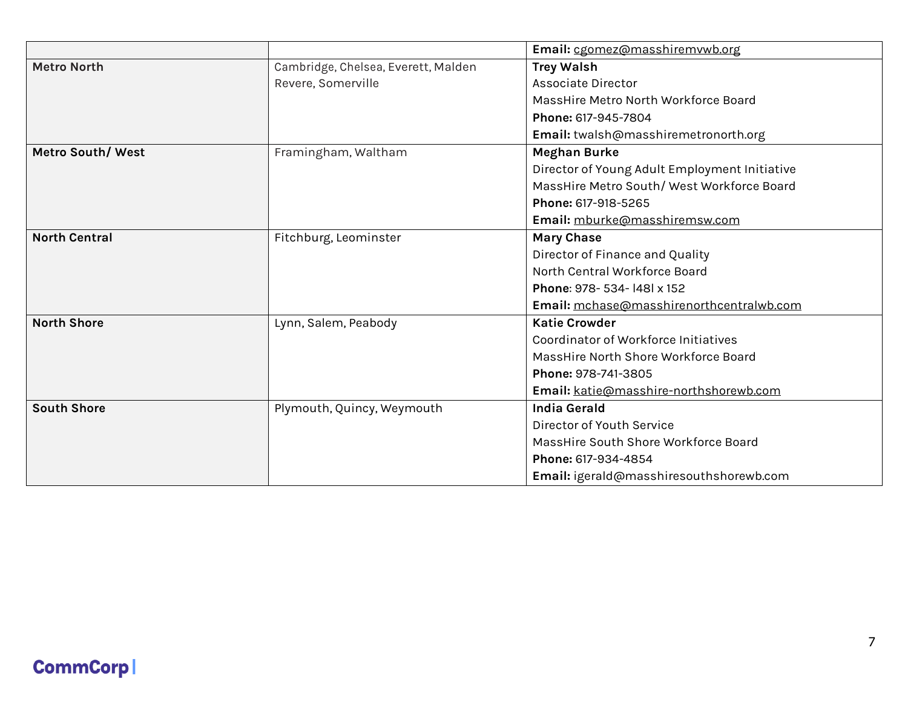| | | |
|---|---|---|
| | | **Email:** cgomez@masshiremvwb.org |
| **Metro North** | Cambridge, Chelsea, Everett, Malden Revere, Somerville | **Trey Walsh**<br>Associate Director<br>MassHire Metro North Workforce Board<br>**Phone:** 617-945-7804<br>**Email:** twalsh@masshiremetronorth.org |
| **Metro South/ West** | Framingham, Waltham | **Meghan Burke**<br>Director of Young Adult Employment Initiative<br>MassHire Metro South/ West Workforce Board<br>**Phone:** 617-918-5265<br>**Email:** mburke@masshiremsw.com |
| **North Central** | Fitchburg, Leominster | **Mary Chase**<br>Director of Finance and Quality<br>North Central Workforce Board<br>**Phone**: 978- 534- l48l x 152<br>**Email:** mchase@masshirenorthcentralwb.com |
| **North Shore** | Lynn, Salem, Peabody | **Katie Crowder**<br>Coordinator of Workforce Initiatives<br>MassHire North Shore Workforce Board<br>**Phone:** 978-741-3805<br>**Email:** katie@masshire-northshorewb.com |
| **South Shore** | Plymouth, Quincy, Weymouth | **India Gerald**<br>Director of Youth Service<br>MassHire South Shore Workforce Board<br>**Phone:** 617-934-4854<br>**Email:** igerald@masshiresouthshorewb.com |